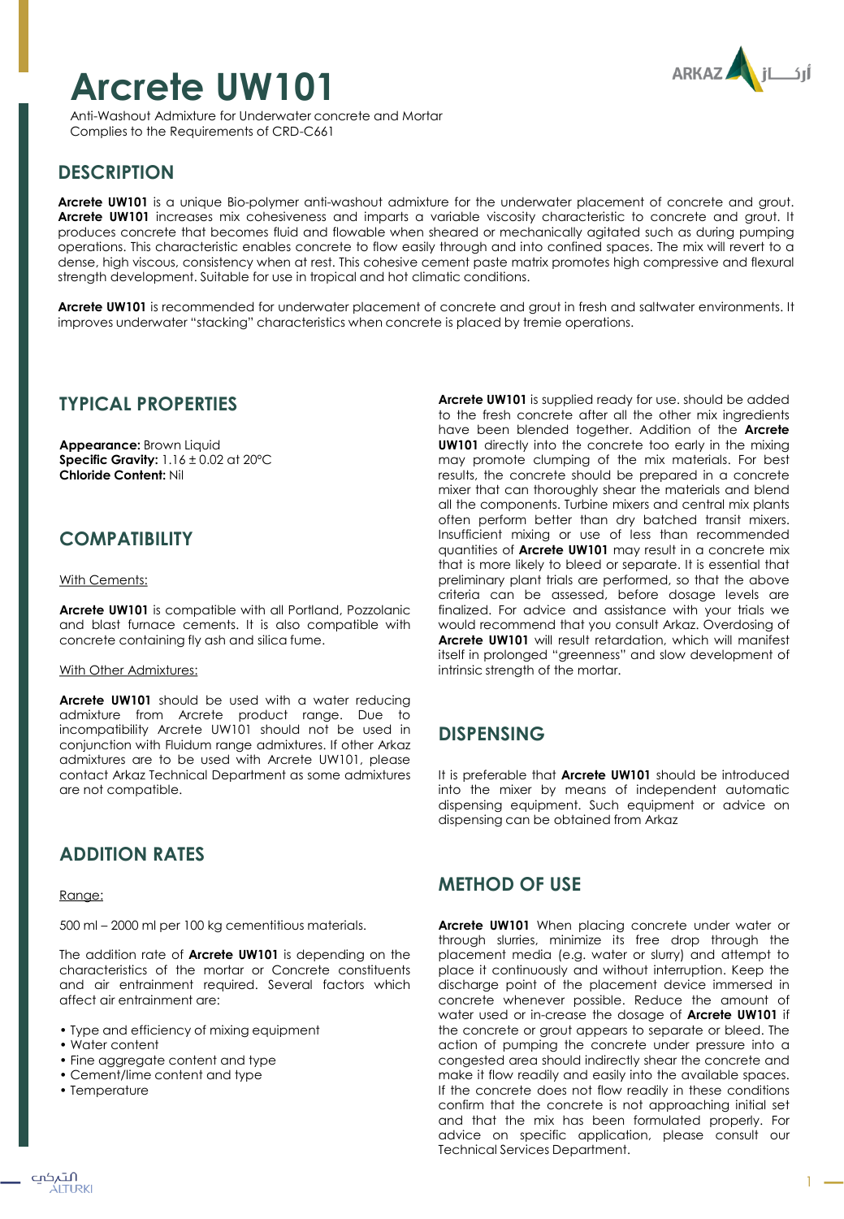# Arcrete UW101

Anti-Washout Admixture for Underwater concrete and Mortar
Complies to the Requirements of CRD-C661

## DESCRIPTION

**Arcrete UW101** is a unique Bio-polymer anti-washout admixture for the underwater placement of concrete and grout. **Arcrete UW101** increases mix cohesiveness and imparts a variable viscosity characteristic to concrete and grout. It produces concrete that becomes fluid and flowable when sheared or mechanically agitated such as during pumping operations. This characteristic enables concrete to flow easily through and into confined spaces. The mix will revert to a dense, high viscous, consistency when at rest. This cohesive cement paste matrix promotes high compressive and flexural strength development. Suitable for use in tropical and hot climatic conditions.

**Arcrete UW101** is recommended for underwater placement of concrete and grout in fresh and saltwater environments. It improves underwater "stacking" characteristics when concrete is placed by tremie operations.

## TYPICAL PROPERTIES

**Appearance:** Brown Liquid
**Specific Gravity:** 1.16 ± 0.02 at 20°C
**Chloride Content:** Nil

## COMPATIBILITY

With Cements:

**Arcrete UW101** is compatible with all Portland, Pozzolanic and blast furnace cements. It is also compatible with concrete containing fly ash and silica fume.

With Other Admixtures:

**Arcrete UW101** should be used with a water reducing admixture from Arcrete product range. Due to incompatibility Arcrete UW101 should not be used in conjunction with Fluidum range admixtures. If other Arkaz admixtures are to be used with Arcrete UW101, please contact Arkaz Technical Department as some admixtures are not compatible.

## ADDITION RATES

Range:

500 ml – 2000 ml per 100 kg cementitious materials.

The addition rate of **Arcrete UW101** is depending on the characteristics of the mortar or Concrete constituents and air entrainment required. Several factors which affect air entrainment are:

- Type and efficiency of mixing equipment
- Water content
- Fine aggregate content and type
- Cement/lime content and type
- Temperature

**Arcrete UW101** is supplied ready for use. should be added to the fresh concrete after all the other mix ingredients have been blended together. Addition of the **Arcrete UW101** directly into the concrete too early in the mixing may promote clumping of the mix materials. For best results, the concrete should be prepared in a concrete mixer that can thoroughly shear the materials and blend all the components. Turbine mixers and central mix plants often perform better than dry batched transit mixers. Insufficient mixing or use of less than recommended quantities of **Arcrete UW101** may result in a concrete mix that is more likely to bleed or separate. It is essential that preliminary plant trials are performed, so that the above criteria can be assessed, before dosage levels are finalized. For advice and assistance with your trials we would recommend that you consult Arkaz. Overdosing of **Arcrete UW101** will result retardation, which will manifest itself in prolonged "greenness" and slow development of intrinsic strength of the mortar.

## DISPENSING

It is preferable that **Arcrete UW101** should be introduced into the mixer by means of independent automatic dispensing equipment. Such equipment or advice on dispensing can be obtained from Arkaz

## METHOD OF USE

**Arcrete UW101** When placing concrete under water or through slurries, minimize its free drop through the placement media (e.g. water or slurry) and attempt to place it continuously and without interruption. Keep the discharge point of the placement device immersed in concrete whenever possible. Reduce the amount of water used or in-crease the dosage of **Arcrete UW101** if the concrete or grout appears to separate or bleed. The action of pumping the concrete under pressure into a congested area should indirectly shear the concrete and make it flow readily and easily into the available spaces. If the concrete does not flow readily in these conditions confirm that the concrete is not approaching initial set and that the mix has been formulated properly. For advice on specific application, please consult our Technical Services Department.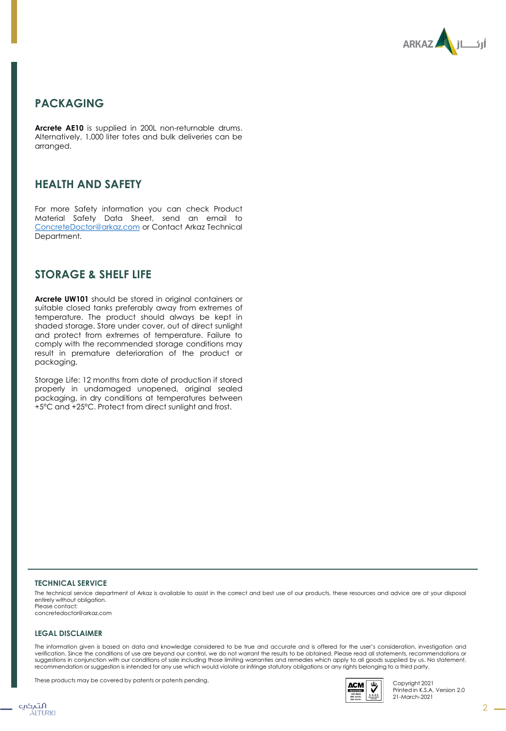## PACKAGING

**Arcrete AE10** is supplied in 200L non-returnable drums. Alternatively, 1,000 liter totes and bulk deliveries can be arranged.

## HEALTH AND SAFETY

For more Safety information you can check Product Material Safety Data Sheet, send an email to ConcreteDoctor@arkaz.com or Contact Arkaz Technical Department.

## STORAGE & SHELF LIFE

**Arcrete UW101** should be stored in original containers or suitable closed tanks preferably away from extremes of temperature. The product should always be kept in shaded storage. Store under cover, out of direct sunlight and protect from extremes of temperature. Failure to comply with the recommended storage conditions may result in premature deterioration of the product or packaging.

Storage Life: 12 months from date of production if stored properly in undamaged unopened, original sealed packaging, in dry conditions at temperatures between +5°C and +25°C. Protect from direct sunlight and frost.

### TECHNICAL SERVICE

The technical service department of Arkaz is available to assist in the correct and best use of our products, these resources and advice are at your disposal entirely without obligation.
Please contact:
concretedoctor@arkaz.com

### LEGAL DISCLAIMER

The information given is based on data and knowledge considered to be true and accurate and is offered for the user's consideration, investigation and verification. Since the conditions of use are beyond our control, we do not warrant the results to be obtained. Please read all statements, recommendations or suggestions in conjunction with our conditions of sale including those limiting warranties and remedies which apply to all goods supplied by us. No statement, recommendation or suggestion is intended for any use which would violate or infringe statutory obligations or any rights belonging to a third party.

These products may be covered by patents or patents pending.

Copyright 2021
Printed in K.S.A. Version 2.0
21-March-2021